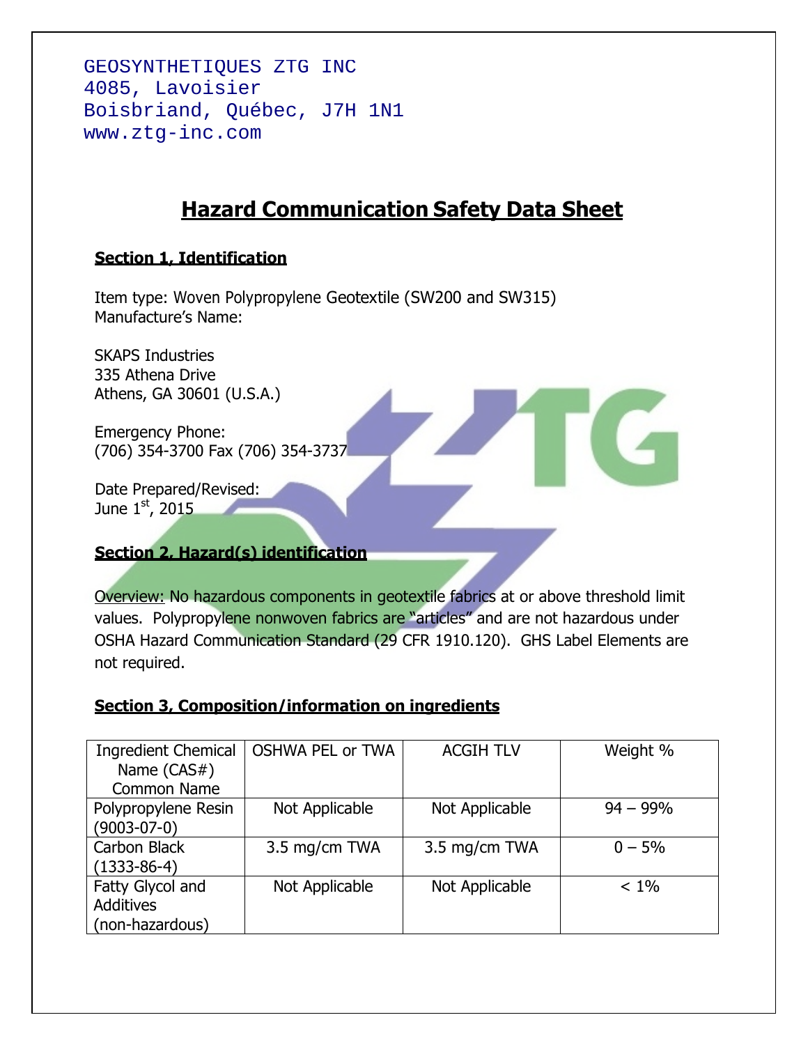GEOSYNTHETIQUES ZTG INC
4085, Lavoisier
Boisbriand, Québec, J7H 1N1
www.ztg-inc.com

# Hazard Communication Safety Data Sheet

## Section 1, Identification

Item type: Woven Polypropylene Geotextile (SW200 and SW315)
Manufacture's Name:

SKAPS Industries
335 Athena Drive
Athens, GA 30601 (U.S.A.)

Emergency Phone:
(706) 354-3700 Fax (706) 354-3737

Date Prepared/Revised:
June 1st, 2015

## Section 2, Hazard(s) identification

Overview: No hazardous components in geotextile fabrics at or above threshold limit values. Polypropylene nonwoven fabrics are "articles" and are not hazardous under OSHA Hazard Communication Standard (29 CFR 1910.120). GHS Label Elements are not required.

## Section 3, Composition/information on ingredients

| Ingredient Chemical Name (CAS#) Common Name | OSHWA PEL or TWA | ACGIH TLV | Weight % |
|---|---|---|---|
| Polypropylene Resin (9003-07-0) | Not Applicable | Not Applicable | 94 – 99% |
| Carbon Black (1333-86-4) | 3.5 mg/cm TWA | 3.5 mg/cm TWA | 0 – 5% |
| Fatty Glycol and Additives (non-hazardous) | Not Applicable | Not Applicable | < 1% |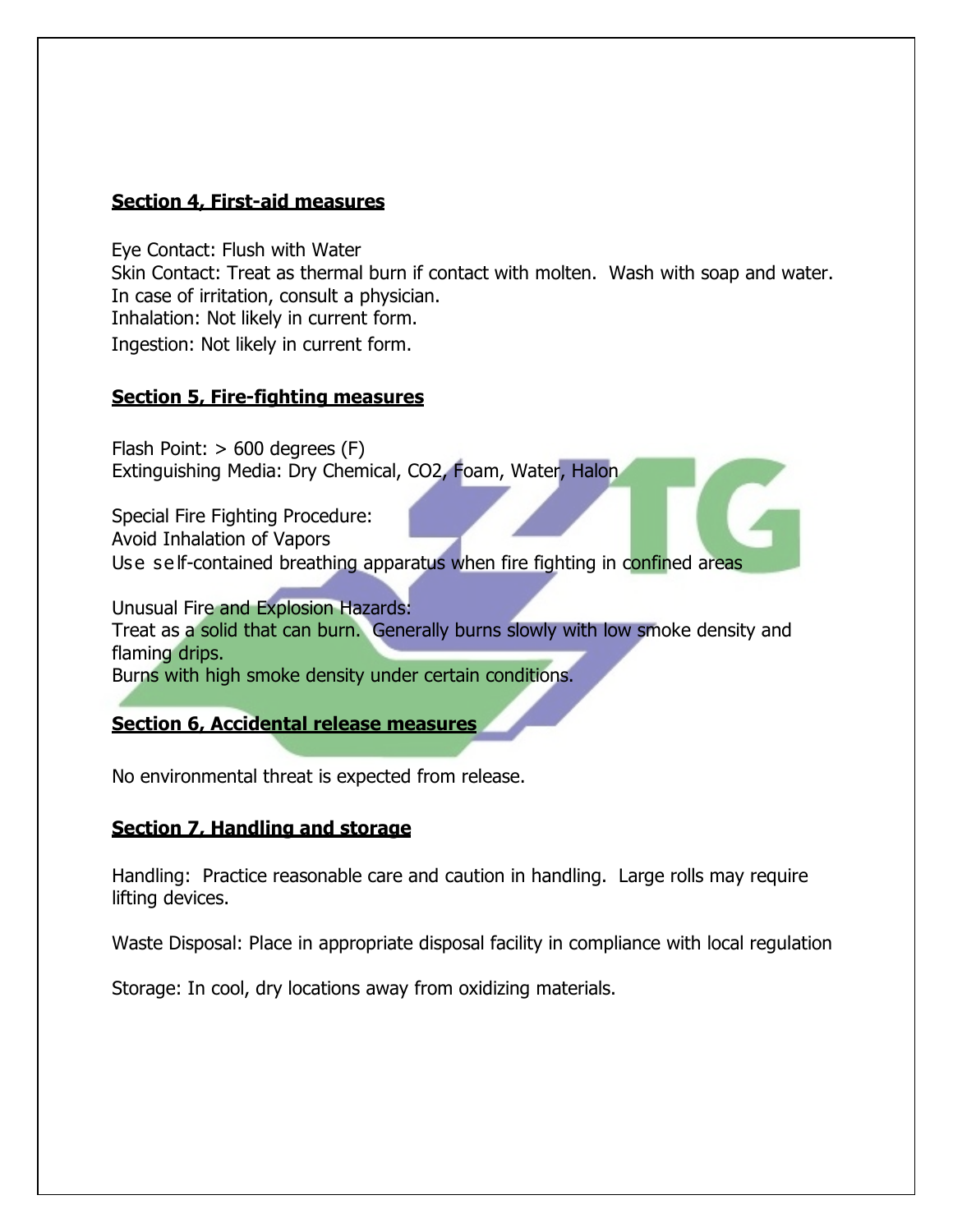## Section 4, First-aid measures

Eye Contact: Flush with Water
Skin Contact: Treat as thermal burn if contact with molten. Wash with soap and water. In case of irritation, consult a physician.
Inhalation: Not likely in current form.
Ingestion: Not likely in current form.

## Section 5, Fire-fighting measures

Flash Point: > 600 degrees (F)
Extinguishing Media: Dry Chemical, $CO_2$, Foam, Water, Halon

Special Fire Fighting Procedure:
Avoid Inhalation of Vapors
Use self-contained breathing apparatus when fire fighting in confined areas

Unusual Fire and Explosion Hazards:
Treat as a solid that can burn. Generally burns slowly with low smoke density and flaming drips.
Burns with high smoke density under certain conditions.

## Section 6, Accidental release measures

No environmental threat is expected from release.

## Section 7, Handling and storage

Handling: Practice reasonable care and caution in handling. Large rolls may require lifting devices.

Waste Disposal: Place in appropriate disposal facility in compliance with local regulation

Storage: In cool, dry locations away from oxidizing materials.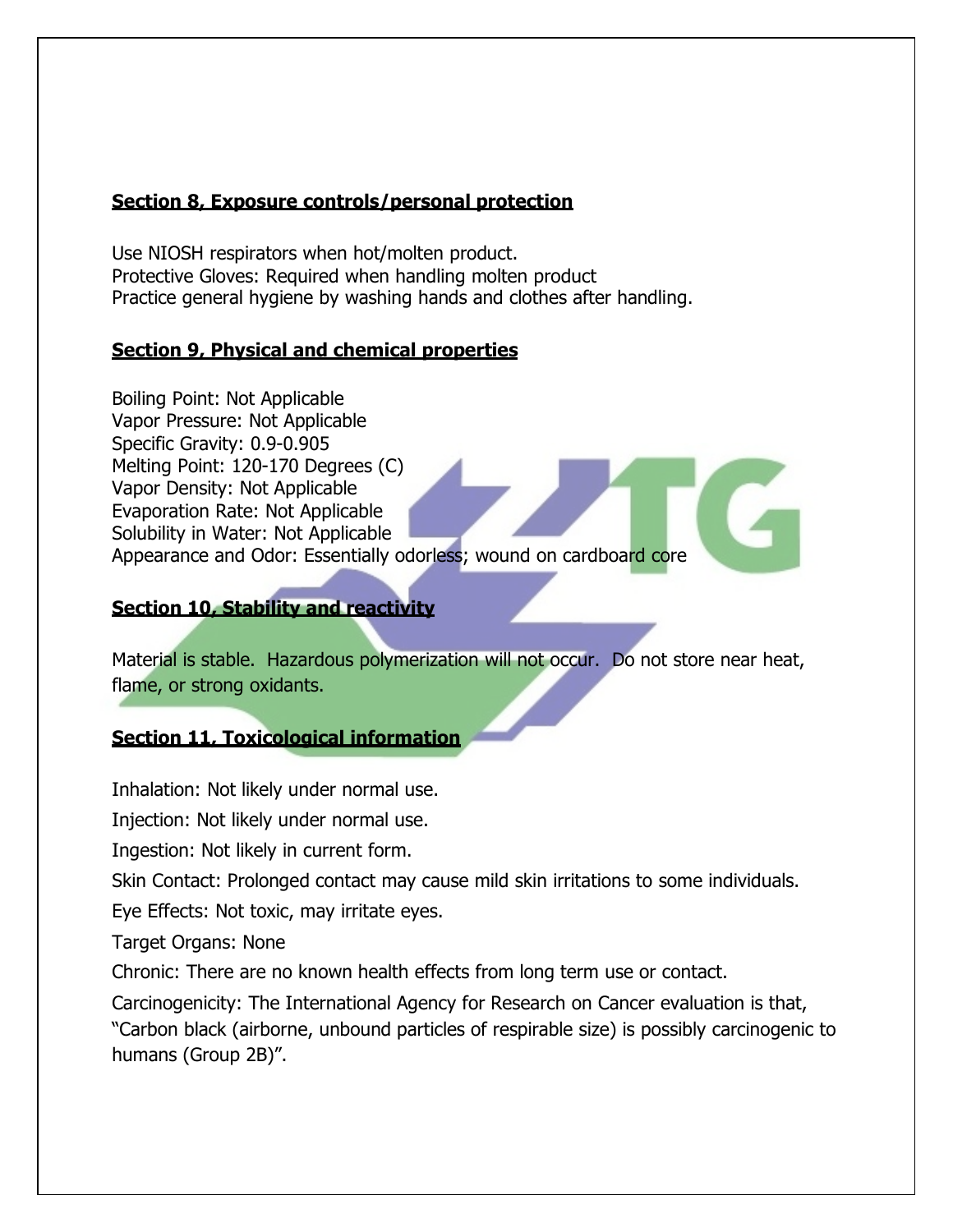## Section 8, Exposure controls/personal protection

Use NIOSH respirators when hot/molten product.
Protective Gloves: Required when handling molten product
Practice general hygiene by washing hands and clothes after handling.

## Section 9, Physical and chemical properties

Boiling Point: Not Applicable
Vapor Pressure: Not Applicable
Specific Gravity: 0.9-0.905
Melting Point: 120-170 Degrees (C)
Vapor Density: Not Applicable
Evaporation Rate: Not Applicable
Solubility in Water: Not Applicable
Appearance and Odor: Essentially odorless; wound on cardboard core

## Section 10, Stability and reactivity

Material is stable. Hazardous polymerization will not occur. Do not store near heat, flame, or strong oxidants.

## Section 11, Toxicological information

Inhalation: Not likely under normal use.

Injection: Not likely under normal use.

Ingestion: Not likely in current form.

Skin Contact: Prolonged contact may cause mild skin irritations to some individuals.

Eye Effects: Not toxic, may irritate eyes.

Target Organs: None

Chronic: There are no known health effects from long term use or contact.

Carcinogenicity: The International Agency for Research on Cancer evaluation is that, "Carbon black (airborne, unbound particles of respirable size) is possibly carcinogenic to humans (Group 2B)".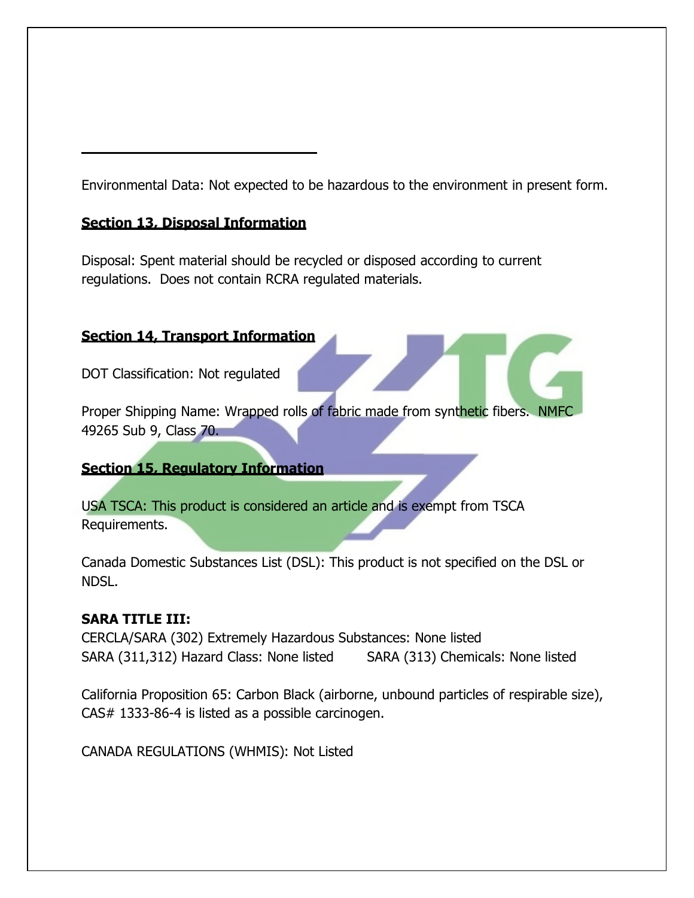Environmental Data: Not expected to be hazardous to the environment in present form.

## Section 13. Disposal Information

Disposal: Spent material should be recycled or disposed according to current regulations. Does not contain RCRA regulated materials.

## Section 14. Transport Information

DOT Classification: Not regulated

Proper Shipping Name: Wrapped rolls of fabric made from synthetic fibers. NMFC 49265 Sub 9, Class 70.

## Section 15. Regulatory Information

USA TSCA: This product is considered an article and is exempt from TSCA Requirements.

Canada Domestic Substances List (DSL): This product is not specified on the DSL or NDSL.

**SARA TITLE III:**
CERCLA/SARA (302) Extremely Hazardous Substances: None listed
SARA (311,312) Hazard Class: None listed SARA (313) Chemicals: None listed

California Proposition 65: Carbon Black (airborne, unbound particles of respirable size), CAS# 1333-86-4 is listed as a possible carcinogen.

CANADA REGULATIONS (WHMIS): Not Listed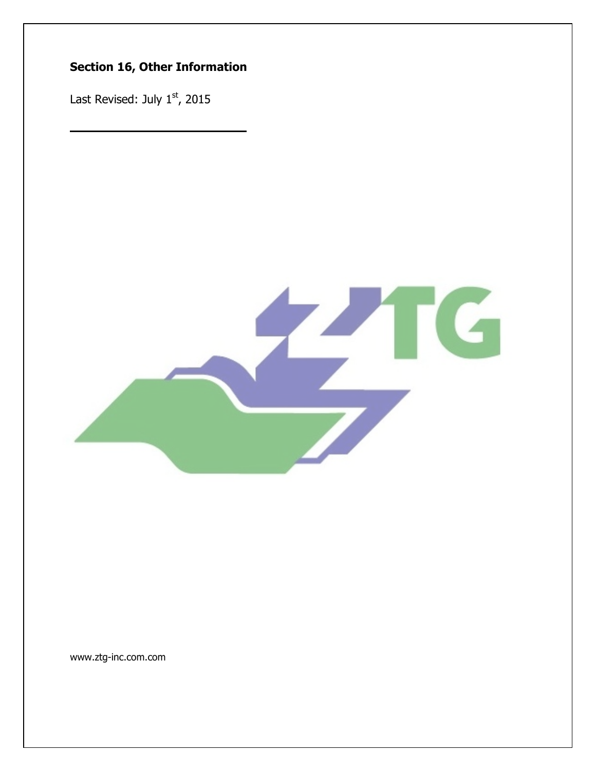**Section 16, Other Information**

Last Revised: July 1st, 2015

www.ztg-inc.com.com